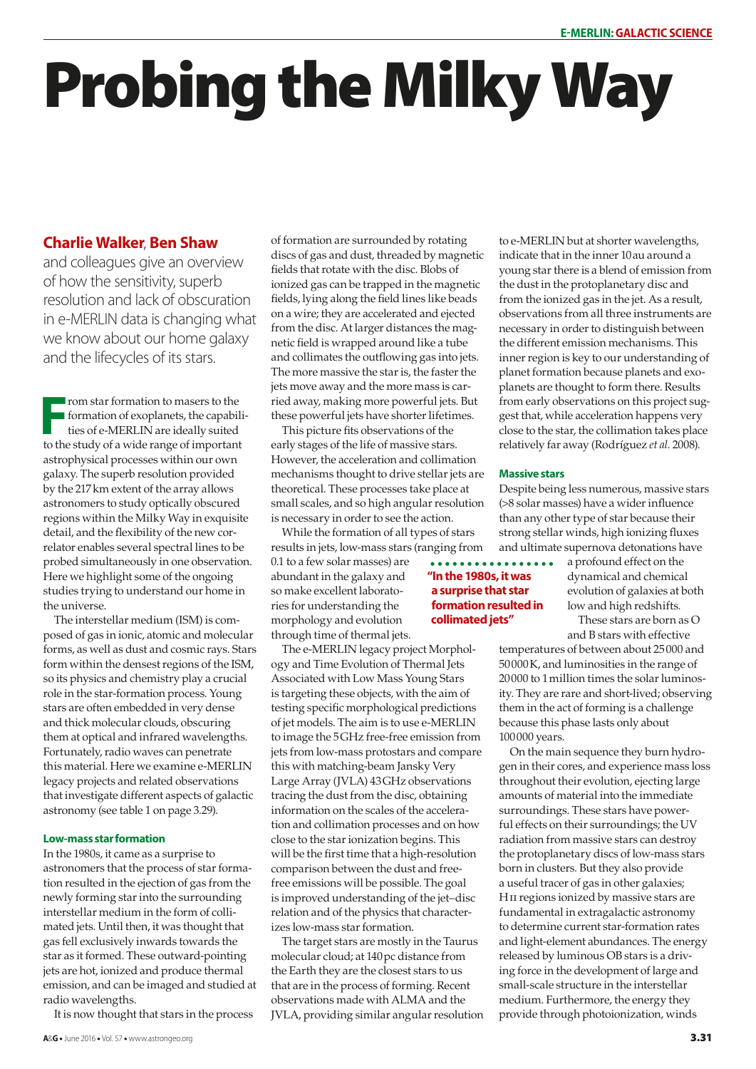# Probing the Milky Way

**Charlie Walker, Ben Shaw** and colleagues give an overview of how the sensitivity, superb resolution and lack of obscuration in e-MERLIN data is changing what we know about our home galaxy and the lifecycles of its stars.

From star formation to masers to the formation of exoplanets, the capabilities of e-MERLIN are ideally suited to the study of a wide range of important astrophysical processes within our own galaxy. The superb resolution provided by the 217 km extent of the array allows astronomers to study optically obscured regions within the Milky Way in exquisite detail, and the flexibility of the new correlator enables several spectral lines to be probed simultaneously in one observation. Here we highlight some of the ongoing studies trying to understand our home in the universe.

The interstellar medium (ISM) is composed of gas in ionic, atomic and molecular forms, as well as dust and cosmic rays. Stars form within the densest regions of the ISM, so its physics and chemistry play a crucial role in the star-formation process. Young stars are often embedded in very dense and thick molecular clouds, obscuring them at optical and infrared wavelengths. Fortunately, radio waves can penetrate this material. Here we examine e-MERLIN legacy projects and related observations that investigate different aspects of galactic astronomy (see table 1 on page 3.29).

### Low-mass star formation

In the 1980s, it came as a surprise to astronomers that the process of star formation resulted in the ejection of gas from the newly forming star into the surrounding interstellar medium in the form of collimated jets. Until then, it was thought that gas fell exclusively inwards towards the star as it formed. These outward-pointing jets are hot, ionized and produce thermal emission, and can be imaged and studied at radio wavelengths.

It is now thought that stars in the process of formation are surrounded by rotating discs of gas and dust, threaded by magnetic fields that rotate with the disc. Blobs of ionized gas can be trapped in the magnetic fields, lying along the field lines like beads on a wire; they are accelerated and ejected from the disc. At larger distances the magnetic field is wrapped around like a tube and collimates the outflowing gas into jets. The more massive the star is, the faster the jets move away and the more mass is carried away, making more powerful jets. But these powerful jets have shorter lifetimes.

This picture fits observations of the early stages of the life of massive stars. However, the acceleration and collimation mechanisms thought to drive stellar jets are theoretical. These processes take place at small scales, and so high angular resolution is necessary in order to see the action.

While the formation of all types of stars results in jets, low-mass stars (ranging from 0.1 to a few solar masses) are abundant in the galaxy and so make excellent laboratories for understanding the morphology and evolution through time of thermal jets.

> **"In the 1980s, it was a surprise that star formation resulted in collimated jets"**

The e-MERLIN legacy project Morphology and Time Evolution of Thermal Jets Associated with Low Mass Young Stars is targeting these objects, with the aim of testing specific morphological predictions of jet models. The aim is to use e-MERLIN to image the 5 GHz free-free emission from jets from low-mass protostars and compare this with matching-beam Jansky Very Large Array (JVLA) 43 GHz observations tracing the dust from the disc, obtaining information on the scales of the acceleration and collimation processes and on how close to the star ionization begins. This will be the first time that a high-resolution comparison between the dust and free-free emissions will be possible. The goal is improved understanding of the jet–disc relation and of the physics that characterizes low-mass star formation.

The target stars are mostly in the Taurus molecular cloud; at 140 pc distance from the Earth they are the closest stars to us that are in the process of forming. Recent observations made with ALMA and the JVLA, providing similar angular resolution to e-MERLIN but at shorter wavelengths, indicate that in the inner 10 au around a young star there is a blend of emission from the dust in the protoplanetary disc and from the ionized gas in the jet. As a result, observations from all three instruments are necessary in order to distinguish between the different emission mechanisms. This inner region is key to our understanding of planet formation because planets and exoplanets are thought to form there. Results from early observations on this project suggest that, while acceleration happens very close to the star, the collimation takes place relatively far away (Rodríguez *et al.* 2008).

### Massive stars

Despite being less numerous, massive stars (>8 solar masses) have a wider influence than any other type of star because their strong stellar winds, high ionizing fluxes and ultimate supernova detonations have a profound effect on the dynamical and chemical evolution of galaxies at both low and high redshifts.

These stars are born as O and B stars with effective temperatures of between about 25 000 and 50 000 K, and luminosities in the range of 20 000 to 1 million times the solar luminosity. They are rare and short-lived; observing them in the act of forming is a challenge because this phase lasts only about 100 000 years.

On the main sequence they burn hydrogen in their cores, and experience mass loss throughout their evolution, ejecting large amounts of material into the immediate surroundings. These stars have powerful effects on their surroundings; the UV radiation from massive stars can destroy the protoplanetary discs of low-mass stars born in clusters. But they also provide a useful tracer of gas in other galaxies; H II regions ionized by massive stars are fundamental in extragalactic astronomy to determine current star-formation rates and light-element abundances. The energy released by luminous OB stars is a driving force in the development of large and small-scale structure in the interstellar medium. Furthermore, the energy they provide through photoionization, winds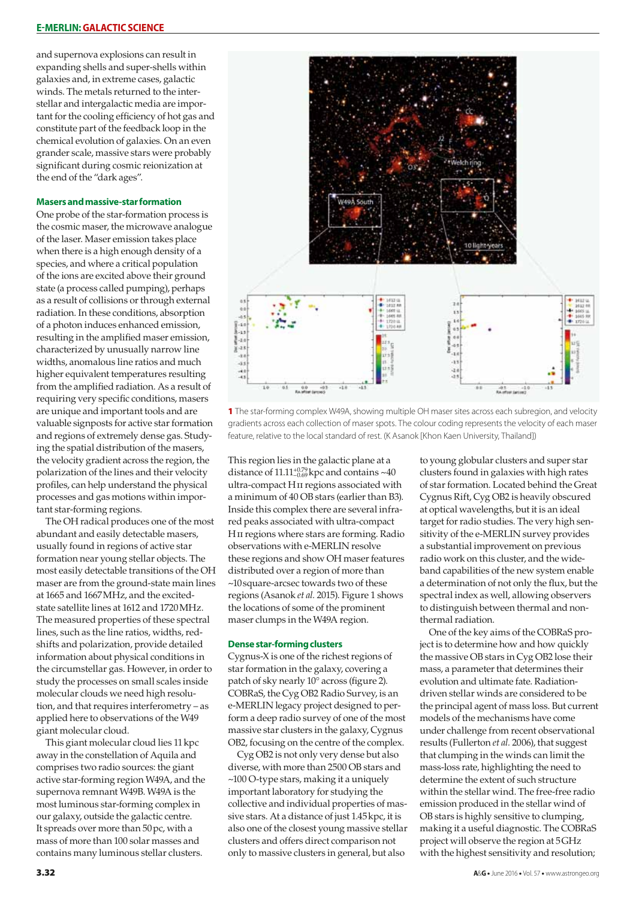and supernova explosions can result in expanding shells and super-shells within galaxies and, in extreme cases, galactic winds. The metals returned to the interstellar and intergalactic media are important for the cooling efficiency of hot gas and constitute part of the feedback loop in the chemical evolution of galaxies. On an even grander scale, massive stars were probably significant during cosmic reionization at the end of the "dark ages".

### Masers and massive-star formation

One probe of the star-formation process is the cosmic maser, the microwave analogue of the laser. Maser emission takes place when there is a high enough density of a species, and where a critical population of the ions are excited above their ground state (a process called pumping), perhaps as a result of collisions or through external radiation. In these conditions, absorption of a photon induces enhanced emission, resulting in the amplified maser emission, characterized by unusually narrow line widths, anomalous line ratios and much higher equivalent temperatures resulting from the amplified radiation. As a result of requiring very specific conditions, masers are unique and important tools and are valuable signposts for active star formation and regions of extremely dense gas. Studying the spatial distribution of the masers, the velocity gradient across the region, the polarization of the lines and their velocity profiles, can help understand the physical processes and gas motions within important star-forming regions.

The OH radical produces one of the most abundant and easily detectable masers, usually found in regions of active star formation near young stellar objects. The most easily detectable transitions of the OH maser are from the ground-state main lines at 1665 and 1667 MHz, and the excited-state satellite lines at 1612 and 1720 MHz. The measured properties of these spectral lines, such as the line ratios, widths, redshifts and polarization, provide detailed information about physical conditions in the circumstellar gas. However, in order to study the processes on small scales inside molecular clouds we need high resolution, and that requires interferometry – as applied here to observations of the W49 giant molecular cloud.

This giant molecular cloud lies 11 kpc away in the constellation of Aquila and comprises two radio sources: the giant active star-forming region W49A, and the supernova remnant W49B. W49A is the most luminous star-forming complex in our galaxy, outside the galactic centre. It spreads over more than 50 pc, with a mass of more than 100 solar masses and contains many luminous stellar clusters.

CC
J2
F
Welch ring
O3
W49A South
S
Q
10 light years

1612 LL
1612 RR
1665 LL
1665 RR
1720 LL
1720 RR
Dec offset (arcsec)
RA offset (arcsec)
LSR velocity (km/s)

**1** The star-forming complex W49A, showing multiple OH maser sites across each subregion, and velocity gradients across each collection of maser spots. The colour coding represents the velocity of each maser feature, relative to the local standard of rest. (K Asanok [Khon Kaen University, Thailand])

This region lies in the galactic plane at a distance of $11.11^{+0.79}_{-0.69}$ kpc and contains ~40 ultra-compact H II regions associated with a minimum of 40 OB stars (earlier than B3). Inside this complex there are several infrared peaks associated with ultra-compact H II regions where stars are forming. Radio observations with e-MERLIN resolve these regions and show OH maser features distributed over a region of more than ~10 square-arcsec towards two of these regions (Asanok *et al.* 2015). Figure 1 shows the locations of some of the prominent maser clumps in the W49A region.

### Dense star-forming clusters

Cygnus-X is one of the richest regions of star formation in the galaxy, covering a patch of sky nearly 10° across (figure 2). COBRaS, the Cyg OB2 Radio Survey, is an e-MERLIN legacy project designed to perform a deep radio survey of one of the most massive star clusters in the galaxy, Cygnus OB2, focusing on the centre of the complex.

Cyg OB2 is not only very dense but also diverse, with more than 2500 OB stars and ~100 O-type stars, making it a uniquely important laboratory for studying the collective and individual properties of massive stars. At a distance of just 1.45 kpc, it is also one of the closest young massive stellar clusters and offers direct comparison not only to massive clusters in general, but also to young globular clusters and super star clusters found in galaxies with high rates of star formation. Located behind the Great Cygnus Rift, Cyg OB2 is heavily obscured at optical wavelengths, but it is an ideal target for radio studies. The very high sensitivity of the e-MERLIN survey provides a substantial improvement on previous radio work on this cluster, and the wide-band capabilities of the new system enable a determination of not only the flux, but the spectral index as well, allowing observers to distinguish between thermal and non-thermal radiation.

One of the key aims of the COBRaS project is to determine how and how quickly the massive OB stars in Cyg OB2 lose their mass, a parameter that determines their evolution and ultimate fate. Radiation-driven stellar winds are considered to be the principal agent of mass loss. But current models of the mechanisms have come under challenge from recent observational results (Fullerton *et al.* 2006), that suggest that clumping in the winds can limit the mass-loss rate, highlighting the need to determine the extent of such structure within the stellar wind. The free-free radio emission produced in the stellar wind of OB stars is highly sensitive to clumping, making it a useful diagnostic. The COBRaS project will observe the region at 5 GHz with the highest sensitivity and resolution;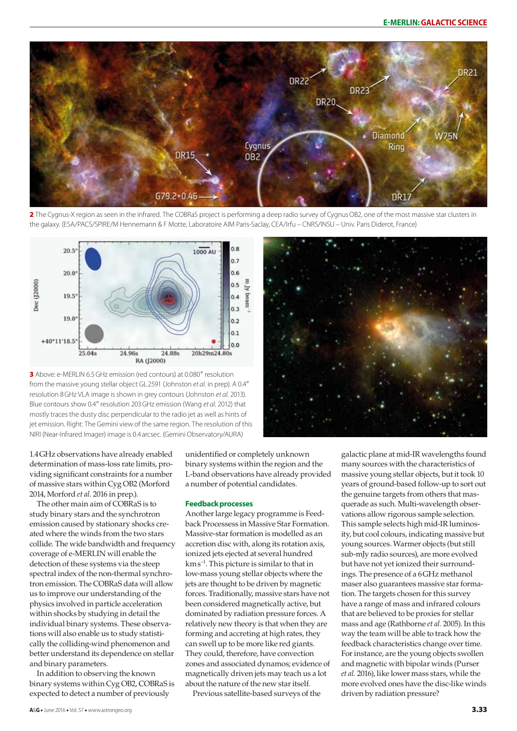DR22 DR23 DR20 DR21 Diamond Ring W75N Cygnus OB2 DR15 G79.2+0.46 DR17

**2** The Cygnus-X region as seen in the infrared. The COBRaS project is performing a deep radio survey of Cygnus OB2, one of the most massive star clusters in the galaxy. (ESA/PACS/SPIRE/M Hennemann & F Motte, Laboratoire AIM Paris-Saclay, CEA/Irfu – CNRS/INSU – Univ. Paris Diderot, France)

20.5"
20.0"
19.5"
19.0"
+40°11'18.5"
Dec (J2000)
25.04s
24.96s
24.88s
20h29m24.80s
RA (J2000)
1000 AU
0.8
0.7
0.6
0.5
0.4
0.3
0.2
0.1
0.0
mJy beam⁻¹

**3** Above: e-MERLIN 6.5 GHz emission (red contours) at 0.080" resolution from the massive young stellar object GL 2591 (Johnston *et al.* in prep). A 0.4" resolution 8 GHz VLA image is shown in grey contours (Johnston *et al.* 2013). Blue contours show 0.4" resolution 203 GHz emission (Wang *et al.* 2012) that mostly traces the dusty disc perpendicular to the radio jet as well as hints of jet emission. Right: The Gemini view of the same region. The resolution of this NIRI (Near-Infrared Imager) image is 0.4 arcsec. (Gemini Observatory/AURA)

1.4 GHz observations have already enabled determination of mass-loss rate limits, providing significant constraints for a number of massive stars within Cyg OB2 (Morford 2014, Morford *et al.* 2016 in prep.).

The other main aim of COBRaS is to study binary stars and the synchrotron emission caused by stationary shocks created where the winds from the two stars collide. The wide bandwidth and frequency coverage of e-MERLIN will enable the detection of these systems via the steep spectral index of the non-thermal synchrotron emission. The COBRaS data will allow us to improve our understanding of the physics involved in particle acceleration within shocks by studying in detail the individual binary systems. These observations will also enable us to study statistically the colliding-wind phenomenon and better understand its dependence on stellar and binary parameters.

In addition to observing the known binary systems within Cyg OB2, COBRaS is expected to detect a number of previously unidentified or completely unknown binary systems within the region and the L-band observations have already provided a number of potential candidates.

### Feedback processes

Another large legacy programme is Feedback Processess in Massive Star Formation. Massive-star formation is modelled as an accretion disc with, along its rotation axis, ionized jets ejected at several hundred $km\,s^{-1}$. This picture is similar to that in low-mass young stellar objects where the jets are thought to be driven by magnetic forces. Traditionally, massive stars have not been considered magnetically active, but dominated by radiation pressure forces. A relatively new theory is that when they are forming and accreting at high rates, they can swell up to be more like red giants. They could, therefore, have convection zones and associated dynamos; evidence of magnetically driven jets may teach us a lot about the nature of the new star itself.

Previous satellite-based surveys of the galactic plane at mid-IR wavelengths found many sources with the characteristics of massive young stellar objects, but it took 10 years of ground-based follow-up to sort out the genuine targets from others that masquerade as such. Multi-wavelength observations allow rigorous sample selection. This sample selects high mid-IR luminosity, but cool colours, indicating massive but young sources. Warmer objects (but still sub-mJy radio sources), are more evolved but have not yet ionized their surroundings. The presence of a 6 GHz methanol maser also guarantees massive star formation. The targets chosen for this survey have a range of mass and infrared colours that are believed to be proxies for stellar mass and age (Rathborne *et al.* 2005). In this way the team will be able to track how the feedback characteristics change over time. For instance, are the young objects swollen and magnetic with bipolar winds (Purser *et al.* 2016), like lower mass stars, while the more evolved ones have the disc-like winds driven by radiation pressure?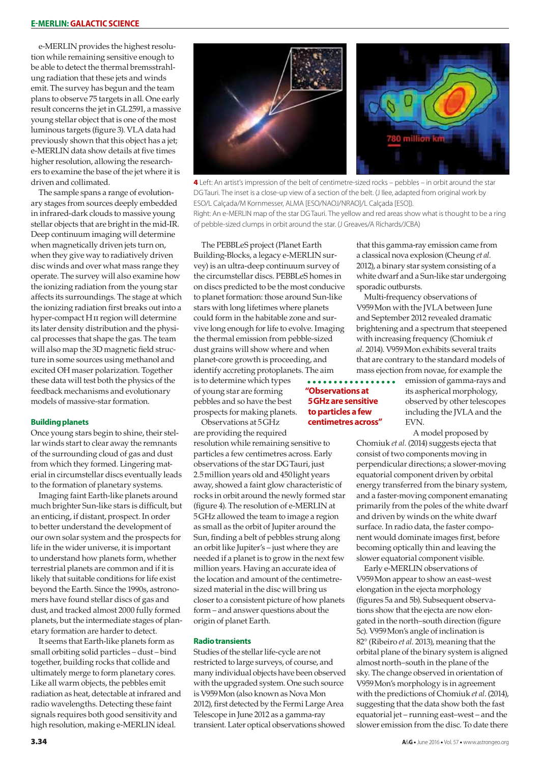e-MERLIN provides the highest resolution while remaining sensitive enough to be able to detect the thermal bremsstrahlung radiation that these jets and winds emit. The survey has begun and the team plans to observe 75 targets in all. One early result concerns the jet in GL2591, a massive young stellar object that is one of the most luminous targets (figure 3). VLA data had previously shown that this object has a jet; e-MERLIN data show details at five times higher resolution, allowing the researchers to examine the base of the jet where it is driven and collimated.

The sample spans a range of evolutionary stages from sources deeply embedded in infrared-dark clouds to massive young stellar objects that are bright in the mid-IR. Deep continuum imaging will determine when magnetically driven jets turn on, when they give way to radiatively driven disc winds and over what mass range they operate. The survey will also examine how the ionizing radiation from the young star affects its surroundings. The stage at which the ionizing radiation first breaks out into a hyper-compact H II region will determine its later density distribution and the physical processes that shape the gas. The team will also map the 3D magnetic field structure in some sources using methanol and excited OH maser polarization. Together these data will test both the physics of the feedback mechanisms and evolutionary models of massive-star formation.

### Building planets

Once young stars begin to shine, their stellar winds start to clear away the remnants of the surrounding cloud of gas and dust from which they formed. Lingering material in circumstellar discs eventually leads to the formation of planetary systems.

Imaging faint Earth-like planets around much brighter Sun-like stars is difficult, but an enticing, if distant, prospect. In order to better understand the development of our own solar system and the prospects for life in the wider universe, it is important to understand how planets form, whether terrestrial planets are common and if it is likely that suitable conditions for life exist beyond the Earth. Since the 1990s, astronomers have found stellar discs of gas and dust, and tracked almost 2000 fully formed planets, but the intermediate stages of planetary formation are harder to detect.

It seems that Earth-like planets form as small orbiting solid particles – dust – bind together, building rocks that collide and ultimately merge to form planetary cores. Like all warm objects, the pebbles emit radiation as heat, detectable at infrared and radio wavelengths. Detecting these faint signals requires both good sensitivity and high resolution, making e-MERLIN ideal.

**4** Left: An artist's impression of the belt of centimetre-sized rocks – pebbles – in orbit around the star DG Tauri. The inset is a close-up view of a section of the belt. (J Ilee, adapted from original work by ESO/L Calçada/M Kornmesser, ALMA [ESO/NAOJ/NRAO]/L Calçada [ESO]).
Right: An e-MERLIN map of the star DG Tauri. The yellow and red areas show what is thought to be a ring of pebble-sized clumps in orbit around the star. (J Greaves/A Richards/JCBA)

780 million km

The PEBBLeS project (Planet Earth Building-Blocks, a legacy e-MERLIN survey) is an ultra-deep continuum survey of the circumstellar discs. PEBBLeS homes in on discs predicted to be the most conducive to planet formation: those around Sun-like stars with long lifetimes where planets could form in the habitable zone and survive long enough for life to evolve. Imaging the thermal emission from pebble-sized dust grains will show where and when planet-core growth is proceeding, and identify accreting protoplanets. The aim is to determine which types of young star are forming pebbles and so have the best prospects for making planets.

> **"Observations at 5 GHz are sensitive to particles a few centimetres across"**

Observations at 5 GHz are providing the required resolution while remaining sensitive to particles a few centimetres across. Early observations of the star DG Tauri, just 2.5 million years old and 450 light years away, showed a faint glow characteristic of rocks in orbit around the newly formed star (figure 4). The resolution of e-MERLIN at 5 GHz allowed the team to image a region as small as the orbit of Jupiter around the Sun, finding a belt of pebbles strung along an orbit like Jupiter's – just where they are needed if a planet is to grow in the next few million years. Having an accurate idea of the location and amount of the centimetre-sized material in the disc will bring us closer to a consistent picture of how planets form – and answer questions about the origin of planet Earth.

### Radio transients

Studies of the stellar life-cycle are not restricted to large surveys, of course, and many individual objects have been observed with the upgraded system. One such source is V959 Mon (also known as Nova Mon 2012), first detected by the Fermi Large Area Telescope in June 2012 as a gamma-ray transient. Later optical observations showed that this gamma-ray emission came from a classical nova explosion (Cheung *et al.* 2012), a binary star system consisting of a white dwarf and a Sun-like star undergoing sporadic outbursts.

Multi-frequency observations of V959 Mon with the JVLA between June and September 2012 revealed dramatic brightening and a spectrum that steepened with increasing frequency (Chomiuk *et al.* 2014). V959 Mon exhibits several traits that are contrary to the standard models of mass ejection from novae, for example the emission of gamma-rays and its aspherical morphology, observed by other telescopes including the JVLA and the EVN.

A model proposed by Chomiuk *et al.* (2014) suggests ejecta that consist of two components moving in perpendicular directions; a slower-moving equatorial component driven by orbital energy transferred from the binary system, and a faster-moving component emanating primarily from the poles of the white dwarf and driven by winds on the white dwarf surface. In radio data, the faster component would dominate images first, before becoming optically thin and leaving the slower equatorial component visible.

Early e-MERLIN observations of V959 Mon appear to show an east–west elongation in the ejecta morphology (figures 5a and 5b). Subsequent observations show that the ejecta are now elongated in the north–south direction (figure 5c). V959 Mon's angle of inclination is 82° (Ribeiro *et al.* 2013), meaning that the orbital plane of the binary system is aligned almost north–south in the plane of the sky. The change observed in orientation of V959 Mon's morphology is in agreement with the predictions of Chomiuk *et al.* (2014), suggesting that the data show both the fast equatorial jet – running east–west – and the slower emission from the disc. To date there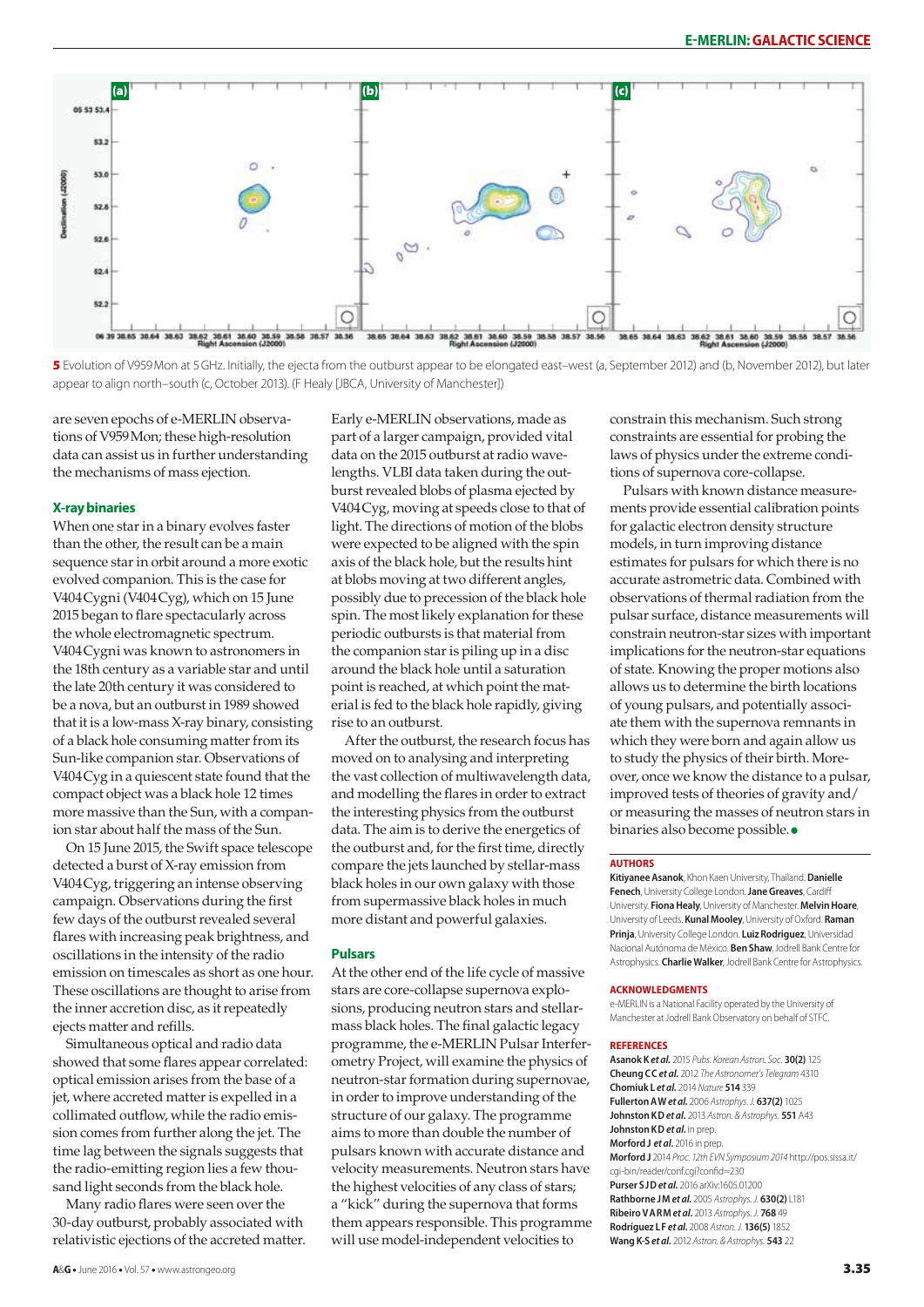(a)

(b)

(c)

05 53 53.4

53.2

53.0

52.8

52.6

52.4

52.2

Declination (J2000)

06 39 38.65 38.64 38.63 38.62 38.61 38.60 38.59 38.58 38.57 38.56

Right Ascension (J2000)

38.65 38.64 38.63 38.62 38.61 38.60 38.59 38.58 38.57 38.56

Right Ascension (J2000)

38.65 38.64 38.63 38.62 38.61 38.60 38.59 38.58 38.57 38.56

Right Ascension (J2000)

**5** Evolution of V959 Mon at 5 GHz. Initially, the ejecta from the outburst appear to be elongated east–west (a, September 2012) and (b, November 2012), but later appear to align north–south (c, October 2013). (F Healy [JBCA, University of Manchester])

are seven epochs of e-MERLIN observations of V959 Mon; these high-resolution data can assist us in further understanding the mechanisms of mass ejection.

### X-ray binaries

When one star in a binary evolves faster than the other, the result can be a main sequence star in orbit around a more exotic evolved companion. This is the case for V404 Cygni (V404 Cyg), which on 15 June 2015 began to flare spectacularly across the whole electromagnetic spectrum. V404 Cygni was known to astronomers in the 18th century as a variable star and until the late 20th century it was considered to be a nova, but an outburst in 1989 showed that it is a low-mass X-ray binary, consisting of a black hole consuming matter from its Sun-like companion star. Observations of V404 Cyg in a quiescent state found that the compact object was a black hole 12 times more massive than the Sun, with a companion star about half the mass of the Sun.

On 15 June 2015, the Swift space telescope detected a burst of X-ray emission from V404 Cyg, triggering an intense observing campaign. Observations during the first few days of the outburst revealed several flares with increasing peak brightness, and oscillations in the intensity of the radio emission on timescales as short as one hour. These oscillations are thought to arise from the inner accretion disc, as it repeatedly ejects matter and refills.

Simultaneous optical and radio data showed that some flares appear correlated: optical emission arises from the base of a jet, where accreted matter is expelled in a collimated outflow, while the radio emission comes from further along the jet. The time lag between the signals suggests that the radio-emitting region lies a few thousand light seconds from the black hole.

Many radio flares were seen over the 30-day outburst, probably associated with relativistic ejections of the accreted matter. Early e-MERLIN observations, made as part of a larger campaign, provided vital data on the 2015 outburst at radio wavelengths. VLBI data taken during the outburst revealed blobs of plasma ejected by V404 Cyg, moving at speeds close to that of light. The directions of motion of the blobs were expected to be aligned with the spin axis of the black hole, but the results hint at blobs moving at two different angles, possibly due to precession of the black hole spin. The most likely explanation for these periodic outbursts is that material from the companion star is piling up in a disc around the black hole until a saturation point is reached, at which point the material is fed to the black hole rapidly, giving rise to an outburst.

After the outburst, the research focus has moved on to analysing and interpreting the vast collection of multiwavelength data, and modelling the flares in order to extract the interesting physics from the outburst data. The aim is to derive the energetics of the outburst and, for the first time, directly compare the jets launched by stellar-mass black holes in our own galaxy with those from supermassive black holes in much more distant and powerful galaxies.

### Pulsars

At the other end of the life cycle of massive stars are core-collapse supernova explosions, producing neutron stars and stellar-mass black holes. The final galactic legacy programme, the e-MERLIN Pulsar Interferometry Project, will examine the physics of neutron-star formation during supernovae, in order to improve understanding of the structure of our galaxy. The programme aims to more than double the number of pulsars known with accurate distance and velocity measurements. Neutron stars have the highest velocities of any class of stars; a "kick" during the supernova that forms them appears responsible. This programme will use model-independent velocities to constrain this mechanism. Such strong constraints are essential for probing the laws of physics under the extreme conditions of supernova core-collapse.

Pulsars with known distance measurements provide essential calibration points for galactic electron density structure models, in turn improving distance estimates for pulsars for which there is no accurate astrometric data. Combined with observations of thermal radiation from the pulsar surface, distance measurements will constrain neutron-star sizes with important implications for the neutron-star equations of state. Knowing the proper motions also allows us to determine the birth locations of young pulsars, and potentially associate them with the supernova remnants in which they were born and again allow us to study the physics of their birth. Moreover, once we know the distance to a pulsar, improved tests of theories of gravity and/or measuring the masses of neutron stars in binaries also become possible. ●

#### AUTHORS

**Kitiyanee Asanok**, Khon Kaen University, Thailand. **Danielle Fenech**, University College London. **Jane Greaves**, Cardiff University. **Fiona Healy**, University of Manchester. **Melvin Hoare**, University of Leeds. **Kunal Mooley**, University of Oxford. **Raman Prinja**, University College London. **Luiz Rodriguez**, Universidad Nacional Autónoma de México. **Ben Shaw**, Jodrell Bank Centre for Astrophysics. **Charlie Walker**, Jodrell Bank Centre for Astrophysics.

#### ACKNOWLEDGMENTS

e-MERLIN is a National Facility operated by the University of Manchester at Jodrell Bank Observatory on behalf of STFC.

#### REFERENCES

**Asanok K *et al.*** 2015 *Pubs. Korean Astron. Soc.* **30(2)** 125
**Cheung CC *et al.*** 2012 *The Astronomer's Telegram* 4310
**Chomiuk L *et al.*** 2014 *Nature* **514** 339
**Fullerton AW *et al.*** 2006 *Astrophys. J.* **637(2)** 1025
**Johnston KD *et al.*** 2013 *Astron. & Astrophys.* **551** A43
**Johnston KD *et al.*** in prep.
**Morford J *et al.*** 2016 in prep.
**Morford J** 2014 *Proc. 12th EVN Symposium 2014* http://pos.sissa.it/cgi-bin/reader/conf.cgi?confid=230
**Purser SJD *et al.*** 2016 arXiv:1605.01200
**Rathborne JM *et al.*** 2005 *Astrophys. J.* **630(2)** L181
**Ribeiro VARM *et al.*** 2013 *Astrophys. J.* **768** 49
**Rodríguez LF *et al.*** 2008 *Astron. J.* **136(5)** 1852
**Wang K-S *et al.*** 2012 *Astron. & Astrophys.* **543** 22